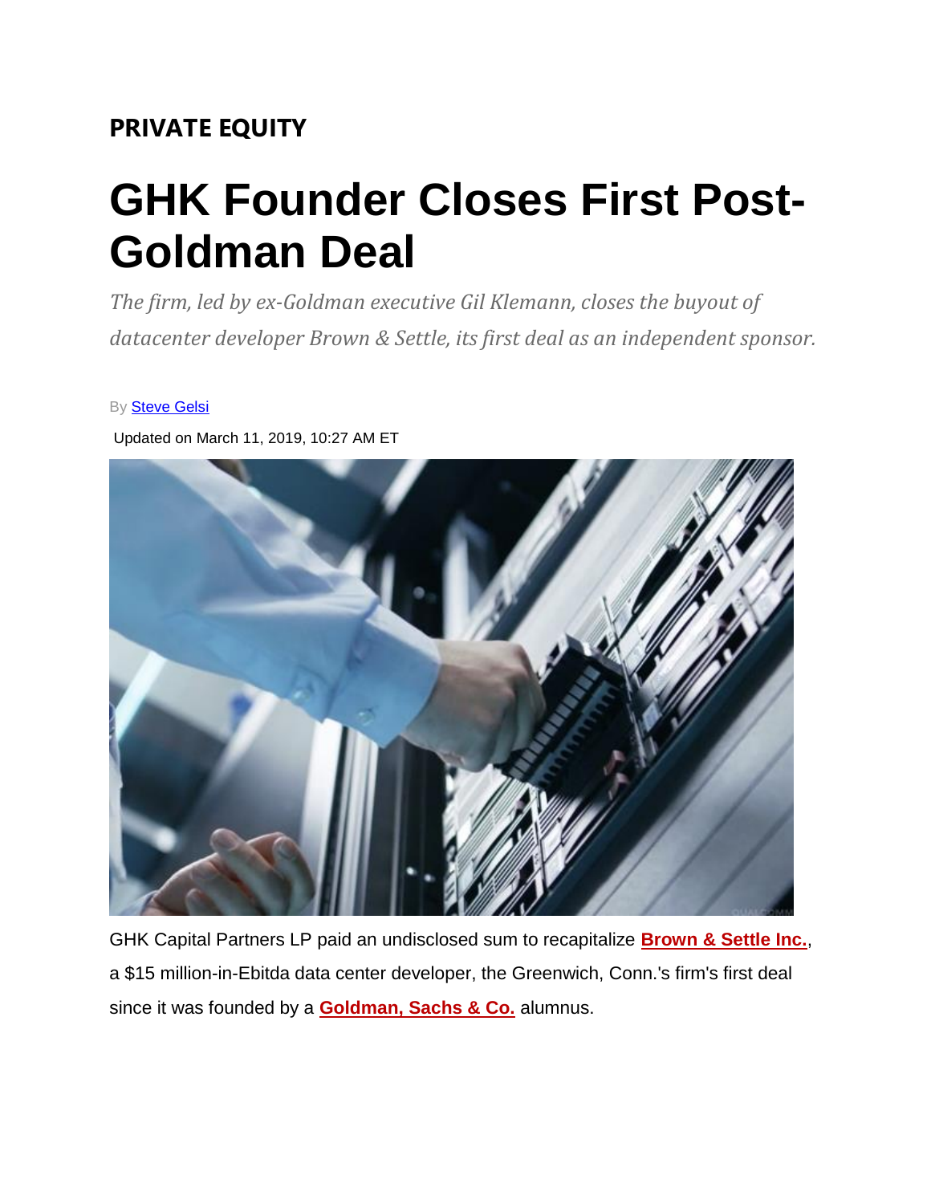**PRIVATE EQUITY**

# GHK Founder Closes First Post-Goldman Deal

*The firm, led by ex-Goldman executive Gil Klemann, closes the buyout of datacenter developer Brown & Settle, its first deal as an independent sponsor.*

By Steve Gelsi

Updated on March 11, 2019, 10:27 AM ET

GHK Capital Partners LP paid an undisclosed sum to recapitalize **Brown & Settle Inc.**, a $15 million-in-Ebitda data center developer, the Greenwich, Conn.'s firm's first deal since it was founded by a **Goldman, Sachs & Co.** alumnus.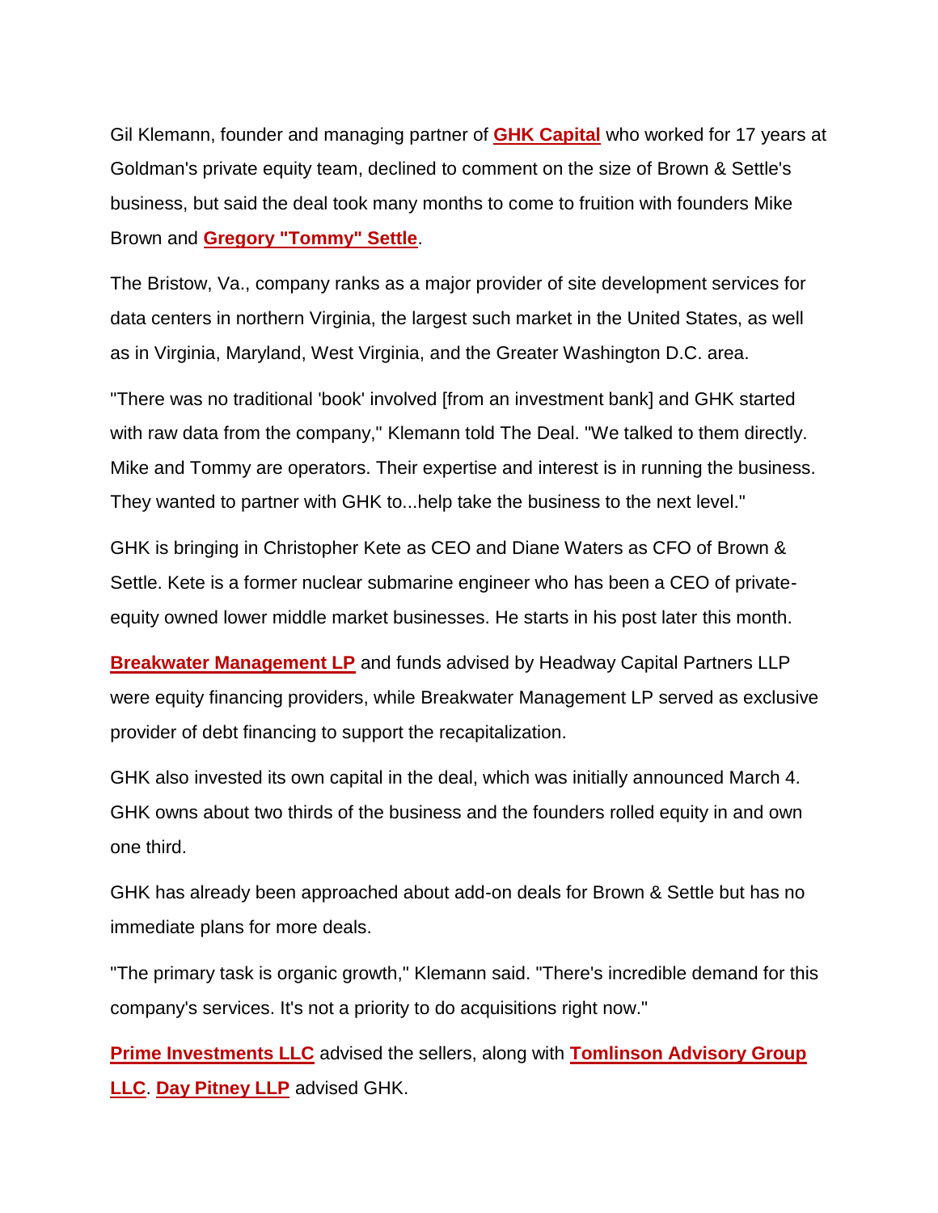Gil Klemann, founder and managing partner of **GHK Capital** who worked for 17 years at Goldman's private equity team, declined to comment on the size of Brown & Settle's business, but said the deal took many months to come to fruition with founders Mike Brown and **Gregory "Tommy" Settle**.

The Bristow, Va., company ranks as a major provider of site development services for data centers in northern Virginia, the largest such market in the United States, as well as in Virginia, Maryland, West Virginia, and the Greater Washington D.C. area.

"There was no traditional 'book' involved [from an investment bank] and GHK started with raw data from the company," Klemann told The Deal. "We talked to them directly. Mike and Tommy are operators. Their expertise and interest is in running the business. They wanted to partner with GHK to...help take the business to the next level."

GHK is bringing in Christopher Kete as CEO and Diane Waters as CFO of Brown & Settle. Kete is a former nuclear submarine engineer who has been a CEO of private-equity owned lower middle market businesses. He starts in his post later this month.

**Breakwater Management LP** and funds advised by Headway Capital Partners LLP were equity financing providers, while Breakwater Management LP served as exclusive provider of debt financing to support the recapitalization.

GHK also invested its own capital in the deal, which was initially announced March 4. GHK owns about two thirds of the business and the founders rolled equity in and own one third.

GHK has already been approached about add-on deals for Brown & Settle but has no immediate plans for more deals.

"The primary task is organic growth," Klemann said. "There's incredible demand for this company's services. It's not a priority to do acquisitions right now."

**Prime Investments LLC** advised the sellers, along with **Tomlinson Advisory Group LLC**. **Day Pitney LLP** advised GHK.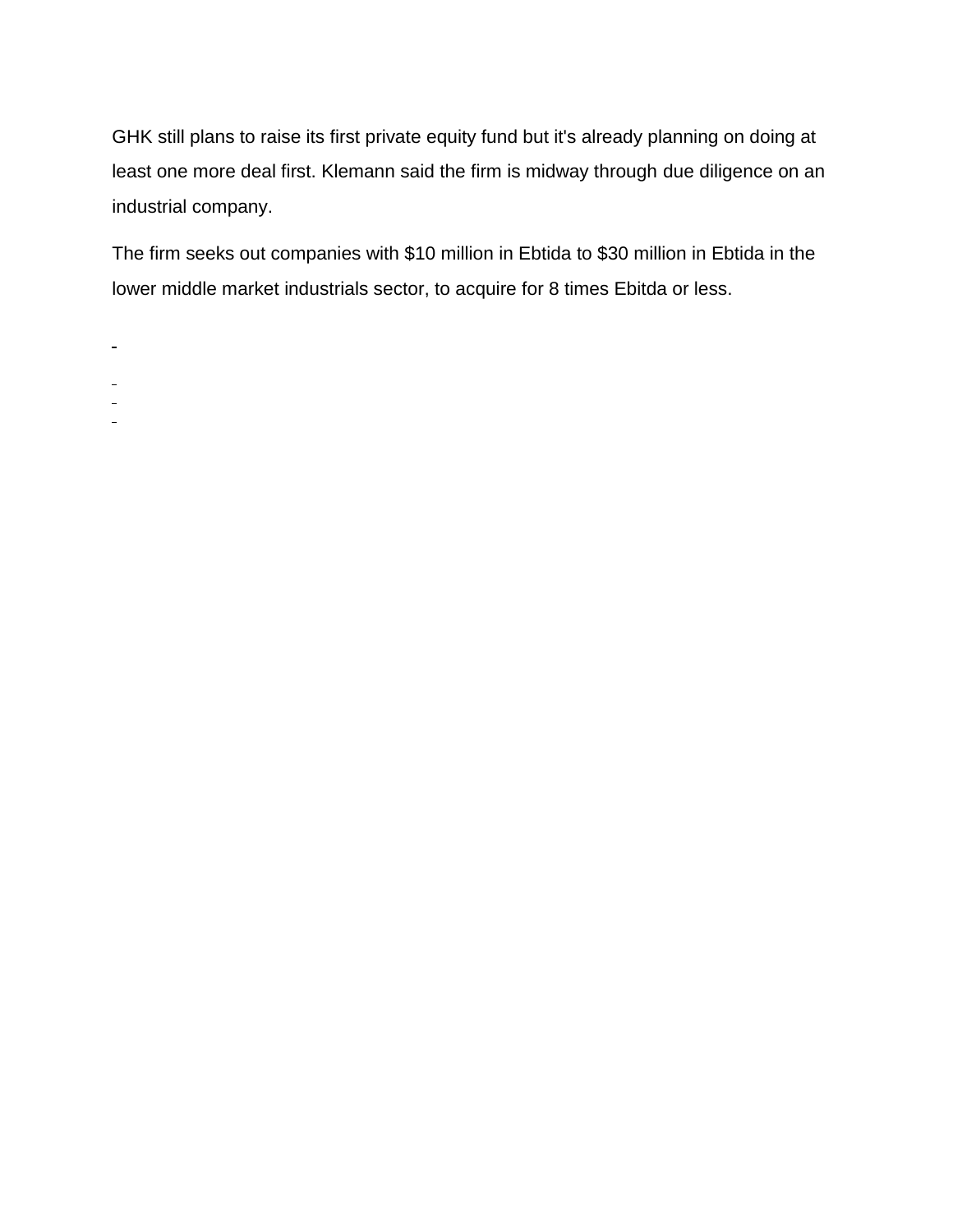GHK still plans to raise its first private equity fund but it's already planning on doing at least one more deal first. Klemann said the firm is midway through due diligence on an industrial company.

The firm seeks out companies with $10 million in Ebtida to $30 million in Ebtida in the lower middle market industrials sector, to acquire for 8 times Ebitda or less.